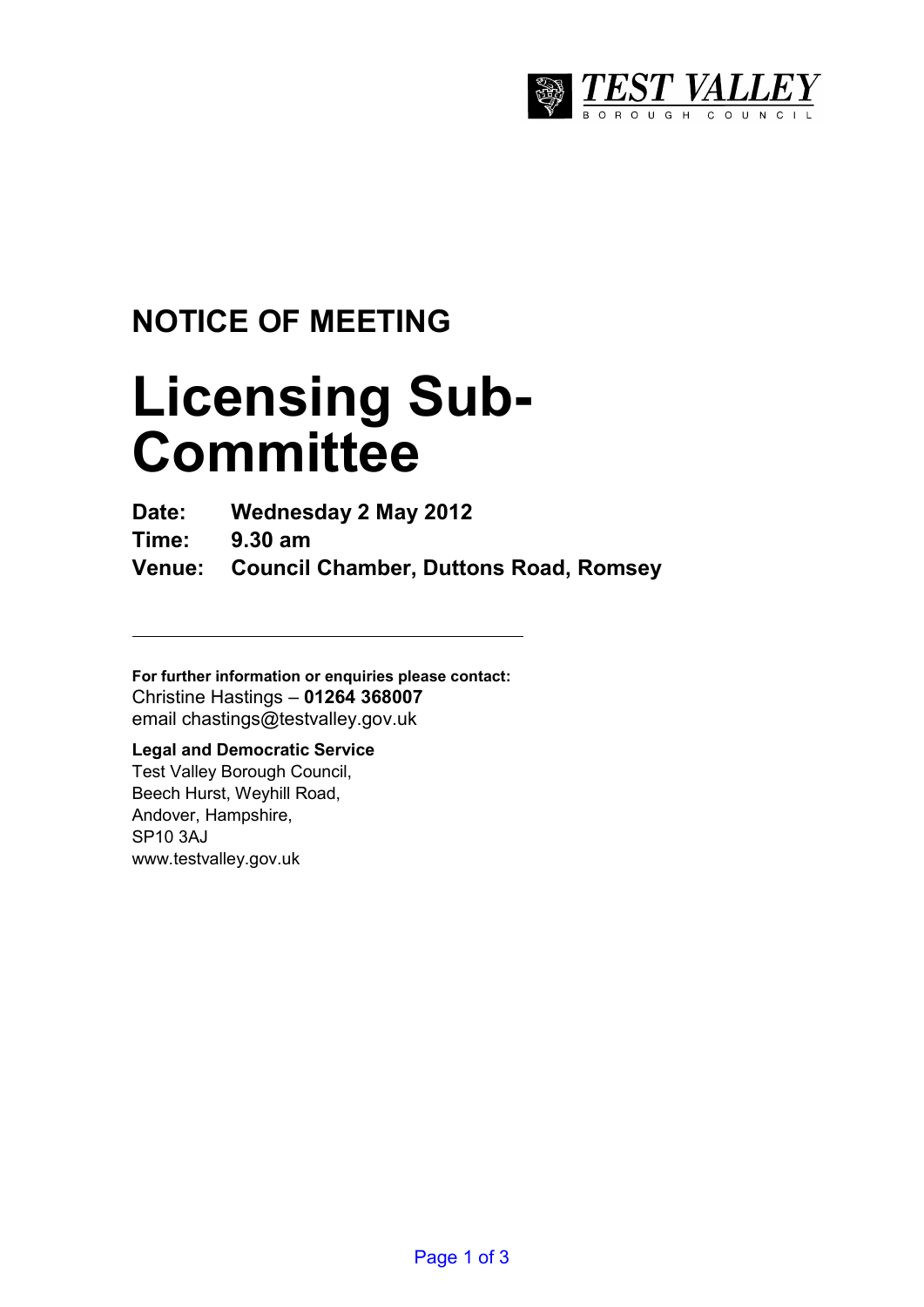TEST VALLEY BOROUGH COUNCIL

## NOTICE OF MEETING

# Licensing Sub-Committee

**Date:** **Wednesday 2 May 2012**
**Time:** **9.30 am**
**Venue:** **Council Chamber, Duttons Road, Romsey**

---

**For further information or enquiries please contact:**
Christine Hastings – **01264 368007**
email chastings@testvalley.gov.uk

**Legal and Democratic Service**
Test Valley Borough Council,
Beech Hurst, Weyhill Road,
Andover, Hampshire,
SP10 3AJ
www.testvalley.gov.uk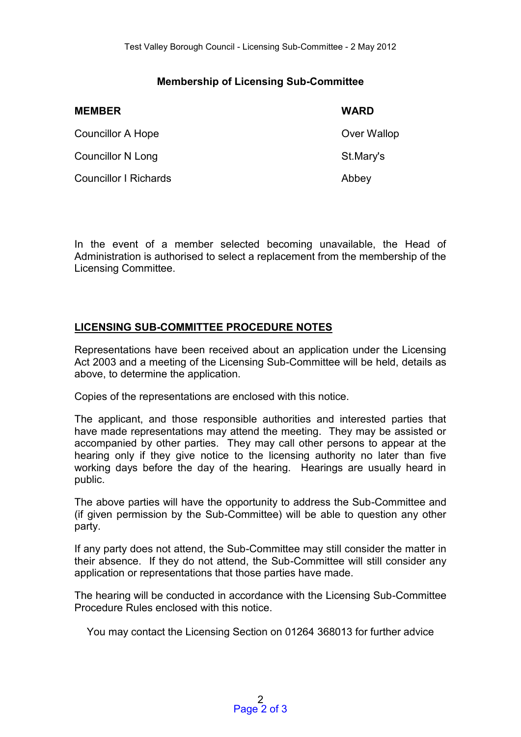## Membership of Licensing Sub-Committee

| MEMBER | WARD |
|---|---|
| Councillor A Hope | Over Wallop |
| Councillor N Long | St.Mary's |
| Councillor I Richards | Abbey |

In the event of a member selected becoming unavailable, the Head of Administration is authorised to select a replacement from the membership of the Licensing Committee.

## LICENSING SUB-COMMITTEE PROCEDURE NOTES

Representations have been received about an application under the Licensing Act 2003 and a meeting of the Licensing Sub-Committee will be held, details as above, to determine the application.

Copies of the representations are enclosed with this notice.

The applicant, and those responsible authorities and interested parties that have made representations may attend the meeting. They may be assisted or accompanied by other parties. They may call other persons to appear at the hearing only if they give notice to the licensing authority no later than five working days before the day of the hearing. Hearings are usually heard in public.

The above parties will have the opportunity to address the Sub-Committee and (if given permission by the Sub-Committee) will be able to question any other party.

If any party does not attend, the Sub-Committee may still consider the matter in their absence. If they do not attend, the Sub-Committee will still consider any application or representations that those parties have made.

The hearing will be conducted in accordance with the Licensing Sub-Committee Procedure Rules enclosed with this notice.

You may contact the Licensing Section on 01264 368013 for further advice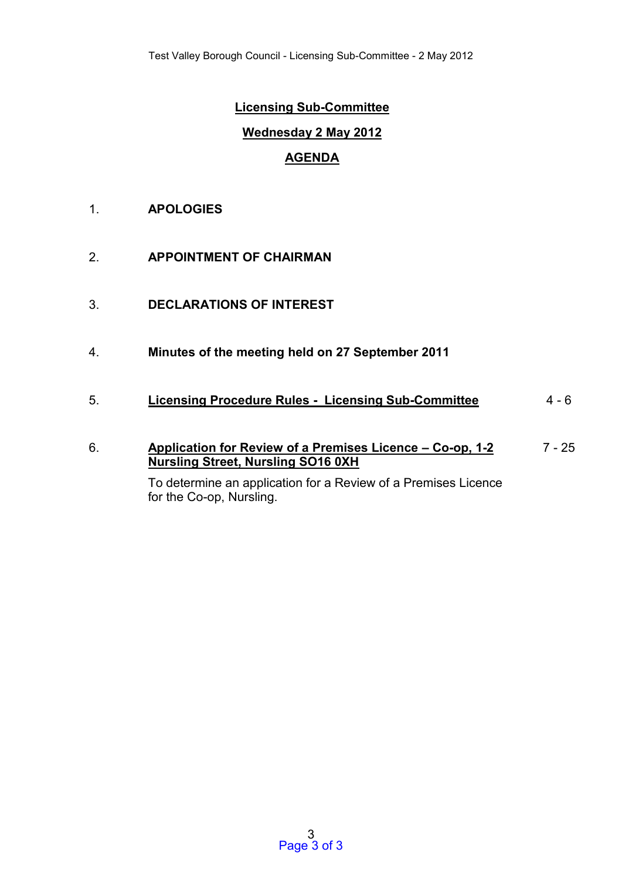**Licensing Sub-Committee**

**Wednesday 2 May 2012**

**AGENDA**

1. **APOLOGIES**

2. **APPOINTMENT OF CHAIRMAN**

3. **DECLARATIONS OF INTEREST**

4. **Minutes of the meeting held on 27 September 2011**

5. **Licensing Procedure Rules - Licensing Sub-Committee** 4 - 6

6. **Application for Review of a Premises Licence – Co-op, 1-2 Nursling Street, Nursling SO16 0XH** 7 - 25

   To determine an application for a Review of a Premises Licence for the Co-op, Nursling.